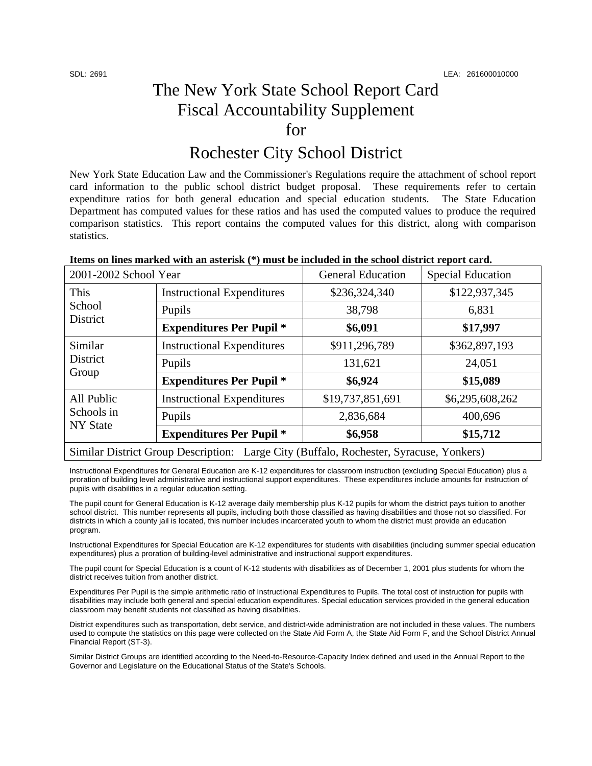SDL: 2691 LEA: 261600010000

# The New York State School Report Card Fiscal Accountability Supplement for

# Rochester City School District

New York State Education Law and the Commissioner's Regulations require the attachment of school report card information to the public school district budget proposal. These requirements refer to certain expenditure ratios for both general education and special education students. The State Education Department has computed values for these ratios and has used the computed values to produce the required comparison statistics. This report contains the computed values for this district, along with comparison statistics.

**Items on lines marked with an asterisk (*) must be included in the school district report card.**

| 2001-2002 School Year | | General Education | Special Education |
|---|---|---|---|
| This School District | Instructional Expenditures | $236,324,340 | $122,937,345 |
| | Pupils | 38,798 | 6,831 |
| | **Expenditures Per Pupil *** | **$6,091** | **$17,997** |
| Similar District Group | Instructional Expenditures | $911,296,789 | $362,897,193 |
| | Pupils | 131,621 | 24,051 |
| | **Expenditures Per Pupil *** | **$6,924** | **$15,089** |
| All Public Schools in NY State | Instructional Expenditures | $19,737,851,691 | $6,295,608,262 |
| | Pupils | 2,836,684 | 400,696 |
| | **Expenditures Per Pupil *** | **$6,958** | **$15,712** |
| Similar District Group Description: Large City (Buffalo, Rochester, Syracuse, Yonkers) | | | |

Instructional Expenditures for General Education are K-12 expenditures for classroom instruction (excluding Special Education) plus a proration of building level administrative and instructional support expenditures. These expenditures include amounts for instruction of pupils with disabilities in a regular education setting.

The pupil count for General Education is K-12 average daily membership plus K-12 pupils for whom the district pays tuition to another school district. This number represents all pupils, including both those classified as having disabilities and those not so classified. For districts in which a county jail is located, this number includes incarcerated youth to whom the district must provide an education program.

Instructional Expenditures for Special Education are K-12 expenditures for students with disabilities (including summer special education expenditures) plus a proration of building-level administrative and instructional support expenditures.

The pupil count for Special Education is a count of K-12 students with disabilities as of December 1, 2001 plus students for whom the district receives tuition from another district.

Expenditures Per Pupil is the simple arithmetic ratio of Instructional Expenditures to Pupils. The total cost of instruction for pupils with disabilities may include both general and special education expenditures. Special education services provided in the general education classroom may benefit students not classified as having disabilities.

District expenditures such as transportation, debt service, and district-wide administration are not included in these values. The numbers used to compute the statistics on this page were collected on the State Aid Form A, the State Aid Form F, and the School District Annual Financial Report (ST-3).

Similar District Groups are identified according to the Need-to-Resource-Capacity Index defined and used in the Annual Report to the Governor and Legislature on the Educational Status of the State's Schools.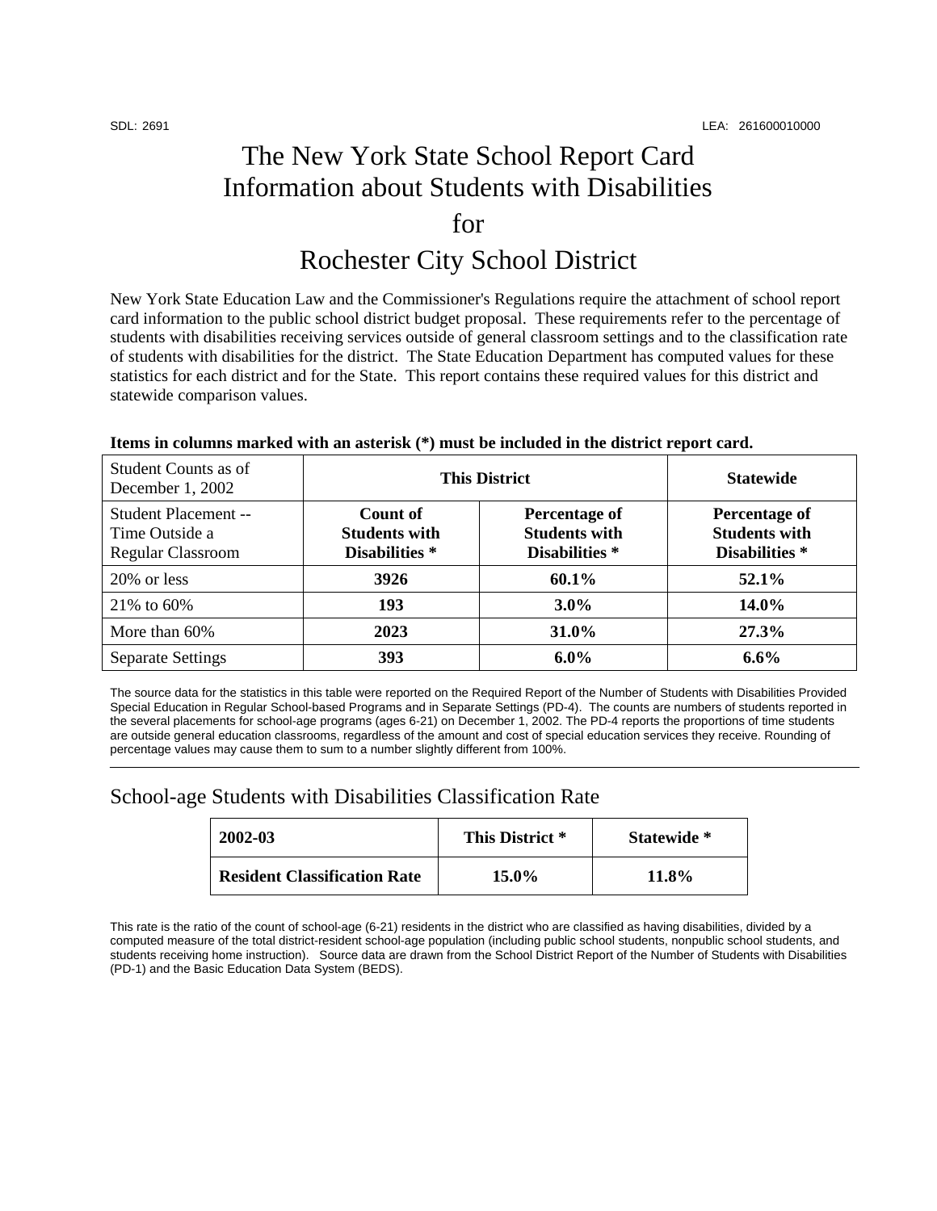SDL: 2691 LEA: 261600010000

# The New York State School Report Card
# Information about Students with Disabilities
# for
# Rochester City School District

New York State Education Law and the Commissioner's Regulations require the attachment of school report card information to the public school district budget proposal. These requirements refer to the percentage of students with disabilities receiving services outside of general classroom settings and to the classification rate of students with disabilities for the district. The State Education Department has computed values for these statistics for each district and for the State. This report contains these required values for this district and statewide comparison values.

**Items in columns marked with an asterisk (*) must be included in the district report card.**

| Student Counts as of December 1, 2002 | This District | | Statewide |
|---|---|---|---|
| Student Placement -- Time Outside a Regular Classroom | **Count of Students with Disabilities *** | **Percentage of Students with Disabilities *** | **Percentage of Students with Disabilities *** |
| 20% or less | **3926** | **60.1%** | **52.1%** |
| 21% to 60% | **193** | **3.0%** | **14.0%** |
| More than 60% | **2023** | **31.0%** | **27.3%** |
| Separate Settings | **393** | **6.0%** | **6.6%** |

The source data for the statistics in this table were reported on the Required Report of the Number of Students with Disabilities Provided Special Education in Regular School-based Programs and in Separate Settings (PD-4). The counts are numbers of students reported in the several placements for school-age programs (ages 6-21) on December 1, 2002. The PD-4 reports the proportions of time students are outside general education classrooms, regardless of the amount and cost of special education services they receive. Rounding of percentage values may cause them to sum to a number slightly different from 100%.

---

## School-age Students with Disabilities Classification Rate

| 2002-03 | This District * | Statewide * |
|---|---|---|
| **Resident Classification Rate** | **15.0%** | **11.8%** |

This rate is the ratio of the count of school-age (6-21) residents in the district who are classified as having disabilities, divided by a computed measure of the total district-resident school-age population (including public school students, nonpublic school students, and students receiving home instruction). Source data are drawn from the School District Report of the Number of Students with Disabilities (PD-1) and the Basic Education Data System (BEDS).